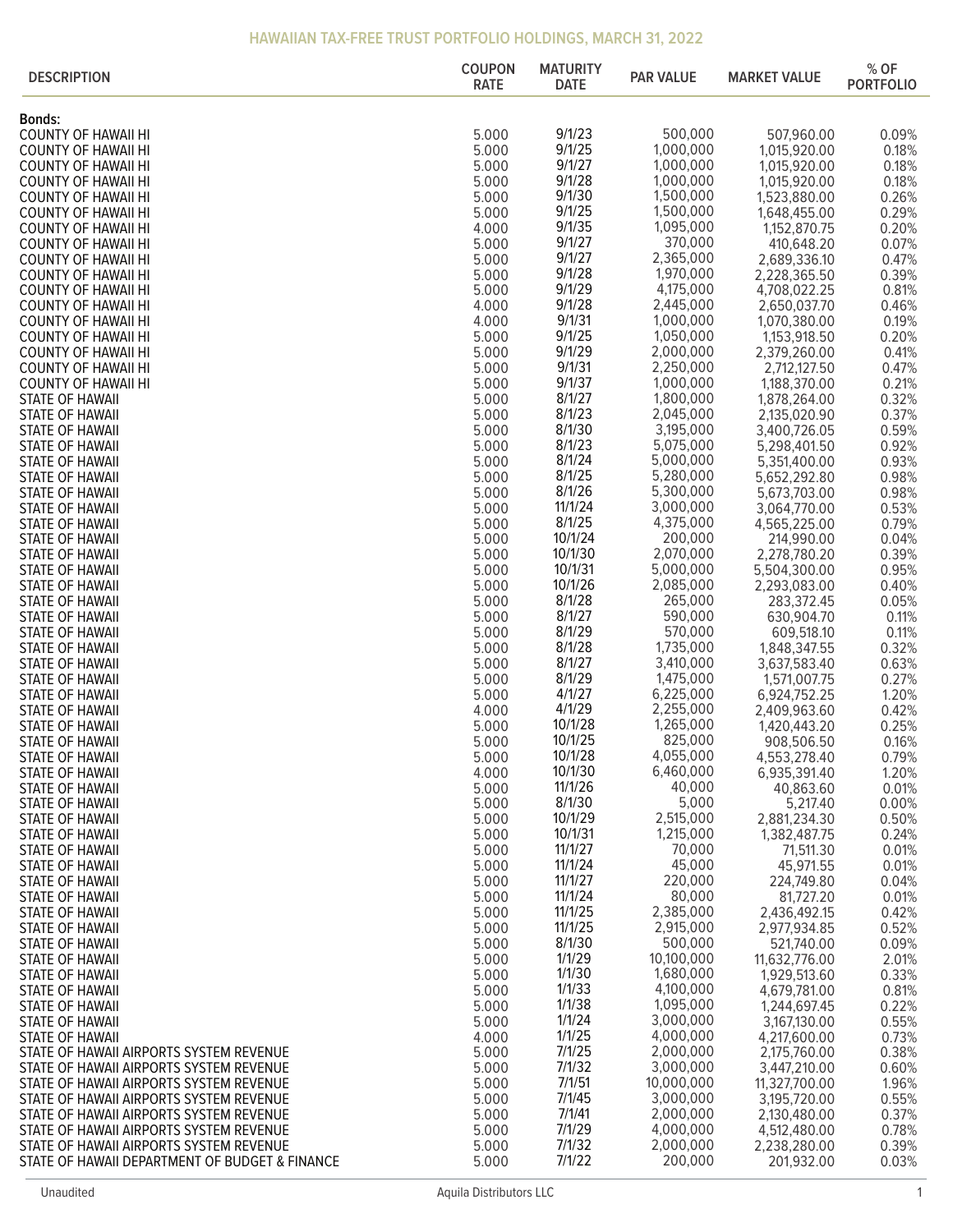## HAWAIIAN TAX-FREE TRUST PORTFOLIO HOLDINGS, MARCH 31, 2022

| DESCRIPTION | COUPON RATE | MATURITY DATE | PAR VALUE | MARKET VALUE | % OF PORTFOLIO |
|---|---|---|---|---|---|
| **Bonds:** | | | | | |
| COUNTY OF HAWAII HI | 5.000 | 9/1/23 | 500,000 | 507,960.00 | 0.09% |
| COUNTY OF HAWAII HI | 5.000 | 9/1/25 | 1,000,000 | 1,015,920.00 | 0.18% |
| COUNTY OF HAWAII HI | 5.000 | 9/1/27 | 1,000,000 | 1,015,920.00 | 0.18% |
| COUNTY OF HAWAII HI | 5.000 | 9/1/28 | 1,000,000 | 1,015,920.00 | 0.18% |
| COUNTY OF HAWAII HI | 5.000 | 9/1/30 | 1,500,000 | 1,523,880.00 | 0.26% |
| COUNTY OF HAWAII HI | 5.000 | 9/1/25 | 1,500,000 | 1,648,455.00 | 0.29% |
| COUNTY OF HAWAII HI | 4.000 | 9/1/35 | 1,095,000 | 1,152,870.75 | 0.20% |
| COUNTY OF HAWAII HI | 5.000 | 9/1/27 | 370,000 | 410,648.20 | 0.07% |
| COUNTY OF HAWAII HI | 5.000 | 9/1/27 | 2,365,000 | 2,689,336.10 | 0.47% |
| COUNTY OF HAWAII HI | 5.000 | 9/1/28 | 1,970,000 | 2,228,365.50 | 0.39% |
| COUNTY OF HAWAII HI | 5.000 | 9/1/29 | 4,175,000 | 4,708,022.25 | 0.81% |
| COUNTY OF HAWAII HI | 4.000 | 9/1/28 | 2,445,000 | 2,650,037.70 | 0.46% |
| COUNTY OF HAWAII HI | 4.000 | 9/1/31 | 1,000,000 | 1,070,380.00 | 0.19% |
| COUNTY OF HAWAII HI | 5.000 | 9/1/25 | 1,050,000 | 1,153,918.50 | 0.20% |
| COUNTY OF HAWAII HI | 5.000 | 9/1/29 | 2,000,000 | 2,379,260.00 | 0.41% |
| COUNTY OF HAWAII HI | 5.000 | 9/1/31 | 2,250,000 | 2,712,127.50 | 0.47% |
| COUNTY OF HAWAII HI | 5.000 | 9/1/37 | 1,000,000 | 1,188,370.00 | 0.21% |
| STATE OF HAWAII | 5.000 | 8/1/27 | 1,800,000 | 1,878,264.00 | 0.32% |
| STATE OF HAWAII | 5.000 | 8/1/23 | 2,045,000 | 2,135,020.90 | 0.37% |
| STATE OF HAWAII | 5.000 | 8/1/30 | 3,195,000 | 3,400,726.05 | 0.59% |
| STATE OF HAWAII | 5.000 | 8/1/23 | 5,075,000 | 5,298,401.50 | 0.92% |
| STATE OF HAWAII | 5.000 | 8/1/24 | 5,000,000 | 5,351,400.00 | 0.93% |
| STATE OF HAWAII | 5.000 | 8/1/25 | 5,280,000 | 5,652,292.80 | 0.98% |
| STATE OF HAWAII | 5.000 | 8/1/26 | 5,300,000 | 5,673,703.00 | 0.98% |
| STATE OF HAWAII | 5.000 | 11/1/24 | 3,000,000 | 3,064,770.00 | 0.53% |
| STATE OF HAWAII | 5.000 | 8/1/25 | 4,375,000 | 4,565,225.00 | 0.79% |
| STATE OF HAWAII | 5.000 | 10/1/24 | 200,000 | 214,990.00 | 0.04% |
| STATE OF HAWAII | 5.000 | 10/1/30 | 2,070,000 | 2,278,780.20 | 0.39% |
| STATE OF HAWAII | 5.000 | 10/1/31 | 5,000,000 | 5,504,300.00 | 0.95% |
| STATE OF HAWAII | 5.000 | 10/1/26 | 2,085,000 | 2,293,083.00 | 0.40% |
| STATE OF HAWAII | 5.000 | 8/1/28 | 265,000 | 283,372.45 | 0.05% |
| STATE OF HAWAII | 5.000 | 8/1/27 | 590,000 | 630,904.70 | 0.11% |
| STATE OF HAWAII | 5.000 | 8/1/29 | 570,000 | 609,518.10 | 0.11% |
| STATE OF HAWAII | 5.000 | 8/1/28 | 1,735,000 | 1,848,347.55 | 0.32% |
| STATE OF HAWAII | 5.000 | 8/1/27 | 3,410,000 | 3,637,583.40 | 0.63% |
| STATE OF HAWAII | 5.000 | 8/1/29 | 1,475,000 | 1,571,007.75 | 0.27% |
| STATE OF HAWAII | 5.000 | 4/1/27 | 6,225,000 | 6,924,752.25 | 1.20% |
| STATE OF HAWAII | 4.000 | 4/1/29 | 2,255,000 | 2,409,963.60 | 0.42% |
| STATE OF HAWAII | 5.000 | 10/1/28 | 1,265,000 | 1,420,443.20 | 0.25% |
| STATE OF HAWAII | 5.000 | 10/1/25 | 825,000 | 908,506.50 | 0.16% |
| STATE OF HAWAII | 5.000 | 10/1/28 | 4,055,000 | 4,553,278.40 | 0.79% |
| STATE OF HAWAII | 4.000 | 10/1/30 | 6,460,000 | 6,935,391.40 | 1.20% |
| STATE OF HAWAII | 5.000 | 11/1/26 | 40,000 | 40,863.60 | 0.01% |
| STATE OF HAWAII | 5.000 | 8/1/30 | 5,000 | 5,217.40 | 0.00% |
| STATE OF HAWAII | 5.000 | 10/1/29 | 2,515,000 | 2,881,234.30 | 0.50% |
| STATE OF HAWAII | 5.000 | 10/1/31 | 1,215,000 | 1,382,487.75 | 0.24% |
| STATE OF HAWAII | 5.000 | 11/1/27 | 70,000 | 71,511.30 | 0.01% |
| STATE OF HAWAII | 5.000 | 11/1/24 | 45,000 | 45,971.55 | 0.01% |
| STATE OF HAWAII | 5.000 | 11/1/27 | 220,000 | 224,749.80 | 0.04% |
| STATE OF HAWAII | 5.000 | 11/1/24 | 80,000 | 81,727.20 | 0.01% |
| STATE OF HAWAII | 5.000 | 11/1/25 | 2,385,000 | 2,436,492.15 | 0.42% |
| STATE OF HAWAII | 5.000 | 11/1/25 | 2,915,000 | 2,977,934.85 | 0.52% |
| STATE OF HAWAII | 5.000 | 8/1/30 | 500,000 | 521,740.00 | 0.09% |
| STATE OF HAWAII | 5.000 | 1/1/29 | 10,100,000 | 11,632,776.00 | 2.01% |
| STATE OF HAWAII | 5.000 | 1/1/30 | 1,680,000 | 1,929,513.60 | 0.33% |
| STATE OF HAWAII | 5.000 | 1/1/33 | 4,100,000 | 4,679,781.00 | 0.81% |
| STATE OF HAWAII | 5.000 | 1/1/38 | 1,095,000 | 1,244,697.45 | 0.22% |
| STATE OF HAWAII | 5.000 | 1/1/24 | 3,000,000 | 3,167,130.00 | 0.55% |
| STATE OF HAWAII | 4.000 | 1/1/25 | 4,000,000 | 4,217,600.00 | 0.73% |
| STATE OF HAWAII AIRPORTS SYSTEM REVENUE | 5.000 | 7/1/25 | 2,000,000 | 2,175,760.00 | 0.38% |
| STATE OF HAWAII AIRPORTS SYSTEM REVENUE | 5.000 | 7/1/32 | 3,000,000 | 3,447,210.00 | 0.60% |
| STATE OF HAWAII AIRPORTS SYSTEM REVENUE | 5.000 | 7/1/51 | 10,000,000 | 11,327,700.00 | 1.96% |
| STATE OF HAWAII AIRPORTS SYSTEM REVENUE | 5.000 | 7/1/45 | 3,000,000 | 3,195,720.00 | 0.55% |
| STATE OF HAWAII AIRPORTS SYSTEM REVENUE | 5.000 | 7/1/41 | 2,000,000 | 2,130,480.00 | 0.37% |
| STATE OF HAWAII AIRPORTS SYSTEM REVENUE | 5.000 | 7/1/29 | 4,000,000 | 4,512,480.00 | 0.78% |
| STATE OF HAWAII AIRPORTS SYSTEM REVENUE | 5.000 | 7/1/32 | 2,000,000 | 2,238,280.00 | 0.39% |
| STATE OF HAWAII DEPARTMENT OF BUDGET & FINANCE | 5.000 | 7/1/22 | 200,000 | 201,932.00 | 0.03% |

Unaudited

Aquila Distributors LLC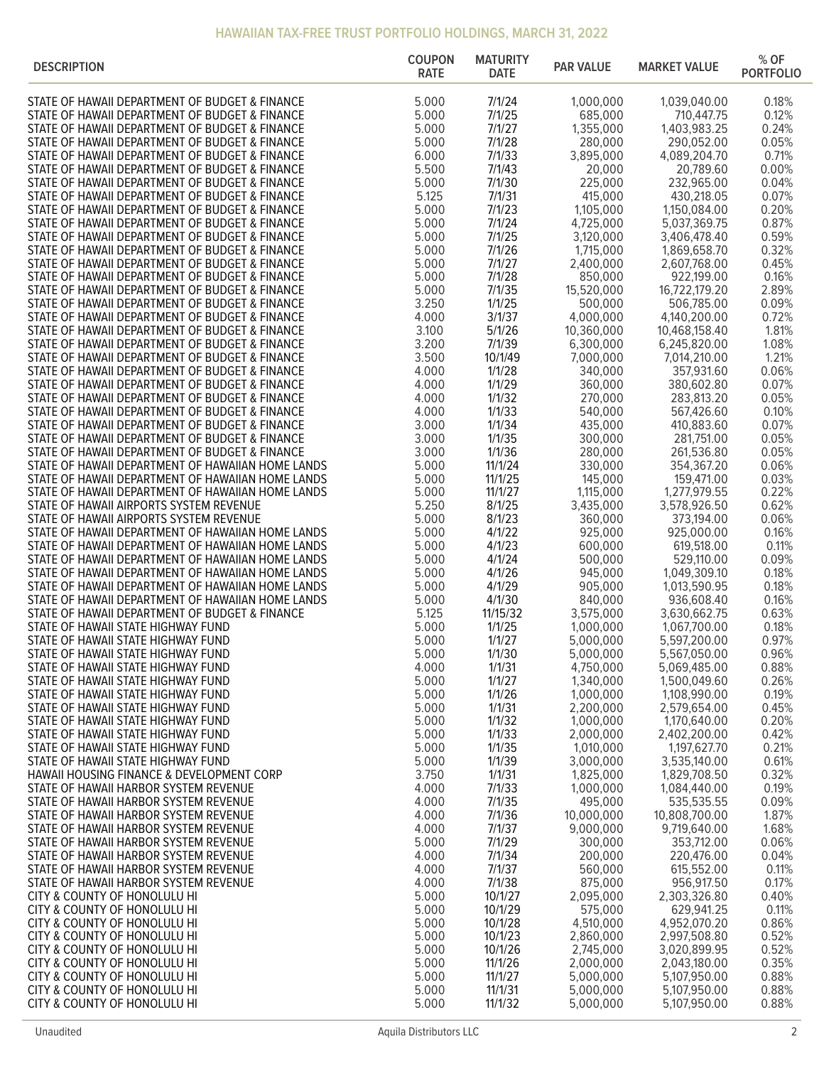# HAWAIIAN TAX-FREE TRUST PORTFOLIO HOLDINGS, MARCH 31, 2022

| DESCRIPTION | COUPON RATE | MATURITY DATE | PAR VALUE | MARKET VALUE | % OF PORTFOLIO |
|---|---|---|---|---|---|
| STATE OF HAWAII DEPARTMENT OF BUDGET & FINANCE | 5.000 | 7/1/24 | 1,000,000 | 1,039,040.00 | 0.18% |
| STATE OF HAWAII DEPARTMENT OF BUDGET & FINANCE | 5.000 | 7/1/25 | 685,000 | 710,447.75 | 0.12% |
| STATE OF HAWAII DEPARTMENT OF BUDGET & FINANCE | 5.000 | 7/1/27 | 1,355,000 | 1,403,983.25 | 0.24% |
| STATE OF HAWAII DEPARTMENT OF BUDGET & FINANCE | 5.000 | 7/1/28 | 280,000 | 290,052.00 | 0.05% |
| STATE OF HAWAII DEPARTMENT OF BUDGET & FINANCE | 6.000 | 7/1/33 | 3,895,000 | 4,089,204.70 | 0.71% |
| STATE OF HAWAII DEPARTMENT OF BUDGET & FINANCE | 5.500 | 7/1/43 | 20,000 | 20,789.60 | 0.00% |
| STATE OF HAWAII DEPARTMENT OF BUDGET & FINANCE | 5.000 | 7/1/30 | 225,000 | 232,965.00 | 0.04% |
| STATE OF HAWAII DEPARTMENT OF BUDGET & FINANCE | 5.125 | 7/1/31 | 415,000 | 430,218.05 | 0.07% |
| STATE OF HAWAII DEPARTMENT OF BUDGET & FINANCE | 5.000 | 7/1/23 | 1,105,000 | 1,150,084.00 | 0.20% |
| STATE OF HAWAII DEPARTMENT OF BUDGET & FINANCE | 5.000 | 7/1/24 | 4,725,000 | 5,037,369.75 | 0.87% |
| STATE OF HAWAII DEPARTMENT OF BUDGET & FINANCE | 5.000 | 7/1/25 | 3,120,000 | 3,406,478.40 | 0.59% |
| STATE OF HAWAII DEPARTMENT OF BUDGET & FINANCE | 5.000 | 7/1/26 | 1,715,000 | 1,869,658.70 | 0.32% |
| STATE OF HAWAII DEPARTMENT OF BUDGET & FINANCE | 5.000 | 7/1/27 | 2,400,000 | 2,607,768.00 | 0.45% |
| STATE OF HAWAII DEPARTMENT OF BUDGET & FINANCE | 5.000 | 7/1/28 | 850,000 | 922,199.00 | 0.16% |
| STATE OF HAWAII DEPARTMENT OF BUDGET & FINANCE | 5.000 | 7/1/35 | 15,520,000 | 16,722,179.20 | 2.89% |
| STATE OF HAWAII DEPARTMENT OF BUDGET & FINANCE | 3.250 | 1/1/25 | 500,000 | 506,785.00 | 0.09% |
| STATE OF HAWAII DEPARTMENT OF BUDGET & FINANCE | 4.000 | 3/1/37 | 4,000,000 | 4,140,200.00 | 0.72% |
| STATE OF HAWAII DEPARTMENT OF BUDGET & FINANCE | 3.100 | 5/1/26 | 10,360,000 | 10,468,158.40 | 1.81% |
| STATE OF HAWAII DEPARTMENT OF BUDGET & FINANCE | 3.200 | 7/1/39 | 6,300,000 | 6,245,820.00 | 1.08% |
| STATE OF HAWAII DEPARTMENT OF BUDGET & FINANCE | 3.500 | 10/1/49 | 7,000,000 | 7,014,210.00 | 1.21% |
| STATE OF HAWAII DEPARTMENT OF BUDGET & FINANCE | 4.000 | 1/1/28 | 340,000 | 357,931.60 | 0.06% |
| STATE OF HAWAII DEPARTMENT OF BUDGET & FINANCE | 4.000 | 1/1/29 | 360,000 | 380,602.80 | 0.07% |
| STATE OF HAWAII DEPARTMENT OF BUDGET & FINANCE | 4.000 | 1/1/32 | 270,000 | 283,813.20 | 0.05% |
| STATE OF HAWAII DEPARTMENT OF BUDGET & FINANCE | 4.000 | 1/1/33 | 540,000 | 567,426.60 | 0.10% |
| STATE OF HAWAII DEPARTMENT OF BUDGET & FINANCE | 3.000 | 1/1/34 | 435,000 | 410,883.60 | 0.07% |
| STATE OF HAWAII DEPARTMENT OF BUDGET & FINANCE | 3.000 | 1/1/35 | 300,000 | 281,751.00 | 0.05% |
| STATE OF HAWAII DEPARTMENT OF BUDGET & FINANCE | 3.000 | 1/1/36 | 280,000 | 261,536.80 | 0.05% |
| STATE OF HAWAII DEPARTMENT OF HAWAIIAN HOME LANDS | 5.000 | 11/1/24 | 330,000 | 354,367.20 | 0.06% |
| STATE OF HAWAII DEPARTMENT OF HAWAIIAN HOME LANDS | 5.000 | 11/1/25 | 145,000 | 159,471.00 | 0.03% |
| STATE OF HAWAII DEPARTMENT OF HAWAIIAN HOME LANDS | 5.000 | 11/1/27 | 1,115,000 | 1,277,979.55 | 0.22% |
| STATE OF HAWAII AIRPORTS SYSTEM REVENUE | 5.250 | 8/1/25 | 3,435,000 | 3,578,926.50 | 0.62% |
| STATE OF HAWAII AIRPORTS SYSTEM REVENUE | 5.000 | 8/1/23 | 360,000 | 373,194.00 | 0.06% |
| STATE OF HAWAII DEPARTMENT OF HAWAIIAN HOME LANDS | 5.000 | 4/1/22 | 925,000 | 925,000.00 | 0.16% |
| STATE OF HAWAII DEPARTMENT OF HAWAIIAN HOME LANDS | 5.000 | 4/1/23 | 600,000 | 619,518.00 | 0.11% |
| STATE OF HAWAII DEPARTMENT OF HAWAIIAN HOME LANDS | 5.000 | 4/1/24 | 500,000 | 529,110.00 | 0.09% |
| STATE OF HAWAII DEPARTMENT OF HAWAIIAN HOME LANDS | 5.000 | 4/1/26 | 945,000 | 1,049,309.10 | 0.18% |
| STATE OF HAWAII DEPARTMENT OF HAWAIIAN HOME LANDS | 5.000 | 4/1/29 | 905,000 | 1,013,590.95 | 0.18% |
| STATE OF HAWAII DEPARTMENT OF HAWAIIAN HOME LANDS | 5.000 | 4/1/30 | 840,000 | 936,608.40 | 0.16% |
| STATE OF HAWAII DEPARTMENT OF BUDGET & FINANCE | 5.125 | 11/15/32 | 3,575,000 | 3,630,662.75 | 0.63% |
| STATE OF HAWAII STATE HIGHWAY FUND | 5.000 | 1/1/25 | 1,000,000 | 1,067,700.00 | 0.18% |
| STATE OF HAWAII STATE HIGHWAY FUND | 5.000 | 1/1/27 | 5,000,000 | 5,597,200.00 | 0.97% |
| STATE OF HAWAII STATE HIGHWAY FUND | 5.000 | 1/1/30 | 5,000,000 | 5,567,050.00 | 0.96% |
| STATE OF HAWAII STATE HIGHWAY FUND | 4.000 | 1/1/31 | 4,750,000 | 5,069,485.00 | 0.88% |
| STATE OF HAWAII STATE HIGHWAY FUND | 5.000 | 1/1/27 | 1,340,000 | 1,500,049.60 | 0.26% |
| STATE OF HAWAII STATE HIGHWAY FUND | 5.000 | 1/1/26 | 1,000,000 | 1,108,990.00 | 0.19% |
| STATE OF HAWAII STATE HIGHWAY FUND | 5.000 | 1/1/31 | 2,200,000 | 2,579,654.00 | 0.45% |
| STATE OF HAWAII STATE HIGHWAY FUND | 5.000 | 1/1/32 | 1,000,000 | 1,170,640.00 | 0.20% |
| STATE OF HAWAII STATE HIGHWAY FUND | 5.000 | 1/1/33 | 2,000,000 | 2,402,200.00 | 0.42% |
| STATE OF HAWAII STATE HIGHWAY FUND | 5.000 | 1/1/35 | 1,010,000 | 1,197,627.70 | 0.21% |
| STATE OF HAWAII STATE HIGHWAY FUND | 5.000 | 1/1/39 | 3,000,000 | 3,535,140.00 | 0.61% |
| HAWAII HOUSING FINANCE & DEVELOPMENT CORP | 3.750 | 1/1/31 | 1,825,000 | 1,829,708.50 | 0.32% |
| STATE OF HAWAII HARBOR SYSTEM REVENUE | 4.000 | 7/1/33 | 1,000,000 | 1,084,440.00 | 0.19% |
| STATE OF HAWAII HARBOR SYSTEM REVENUE | 4.000 | 7/1/35 | 495,000 | 535,535.55 | 0.09% |
| STATE OF HAWAII HARBOR SYSTEM REVENUE | 4.000 | 7/1/36 | 10,000,000 | 10,808,700.00 | 1.87% |
| STATE OF HAWAII HARBOR SYSTEM REVENUE | 4.000 | 7/1/37 | 9,000,000 | 9,719,640.00 | 1.68% |
| STATE OF HAWAII HARBOR SYSTEM REVENUE | 5.000 | 7/1/29 | 300,000 | 353,712.00 | 0.06% |
| STATE OF HAWAII HARBOR SYSTEM REVENUE | 4.000 | 7/1/34 | 200,000 | 220,476.00 | 0.04% |
| STATE OF HAWAII HARBOR SYSTEM REVENUE | 4.000 | 7/1/37 | 560,000 | 615,552.00 | 0.11% |
| STATE OF HAWAII HARBOR SYSTEM REVENUE | 4.000 | 7/1/38 | 875,000 | 956,917.50 | 0.17% |
| CITY & COUNTY OF HONOLULU HI | 5.000 | 10/1/27 | 2,095,000 | 2,303,326.80 | 0.40% |
| CITY & COUNTY OF HONOLULU HI | 5.000 | 10/1/29 | 575,000 | 629,941.25 | 0.11% |
| CITY & COUNTY OF HONOLULU HI | 5.000 | 10/1/28 | 4,510,000 | 4,952,070.20 | 0.86% |
| CITY & COUNTY OF HONOLULU HI | 5.000 | 10/1/23 | 2,860,000 | 2,997,508.80 | 0.52% |
| CITY & COUNTY OF HONOLULU HI | 5.000 | 10/1/26 | 2,745,000 | 3,020,899.95 | 0.52% |
| CITY & COUNTY OF HONOLULU HI | 5.000 | 11/1/26 | 2,000,000 | 2,043,180.00 | 0.35% |
| CITY & COUNTY OF HONOLULU HI | 5.000 | 11/1/27 | 5,000,000 | 5,107,950.00 | 0.88% |
| CITY & COUNTY OF HONOLULU HI | 5.000 | 11/1/31 | 5,000,000 | 5,107,950.00 | 0.88% |
| CITY & COUNTY OF HONOLULU HI | 5.000 | 11/1/32 | 5,000,000 | 5,107,950.00 | 0.88% |

Unaudited

Aquila Distributors LLC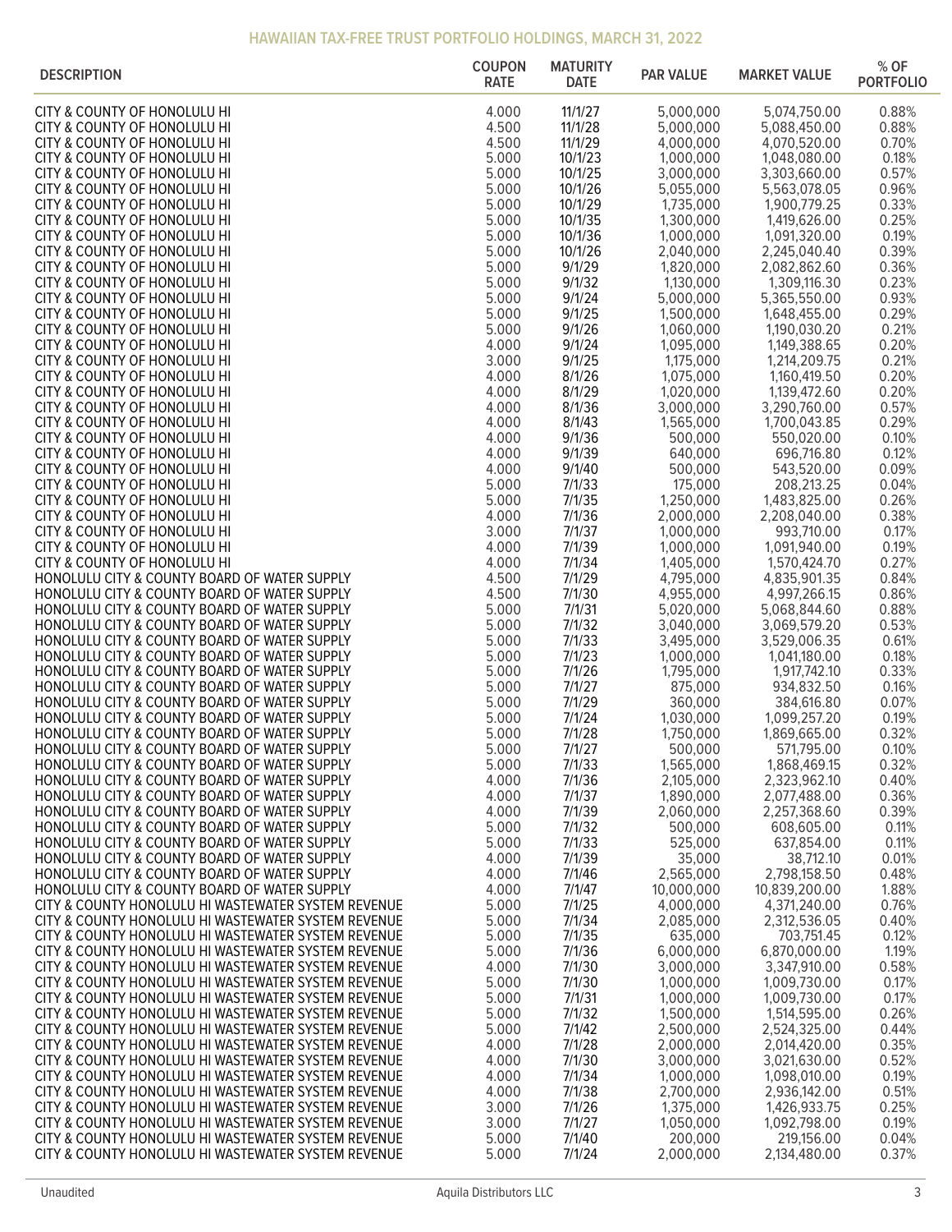## HAWAIIAN TAX-FREE TRUST PORTFOLIO HOLDINGS, MARCH 31, 2022

| DESCRIPTION | COUPON RATE | MATURITY DATE | PAR VALUE | MARKET VALUE | % OF PORTFOLIO |
|---|---|---|---|---|---|
| CITY & COUNTY OF HONOLULU HI | 4.000 | 11/1/27 | 5,000,000 | 5,074,750.00 | 0.88% |
| CITY & COUNTY OF HONOLULU HI | 4.500 | 11/1/28 | 5,000,000 | 5,088,450.00 | 0.88% |
| CITY & COUNTY OF HONOLULU HI | 4.500 | 11/1/29 | 4,000,000 | 4,070,520.00 | 0.70% |
| CITY & COUNTY OF HONOLULU HI | 5.000 | 10/1/23 | 1,000,000 | 1,048,080.00 | 0.18% |
| CITY & COUNTY OF HONOLULU HI | 5.000 | 10/1/25 | 3,000,000 | 3,303,660.00 | 0.57% |
| CITY & COUNTY OF HONOLULU HI | 5.000 | 10/1/26 | 5,055,000 | 5,563,078.05 | 0.96% |
| CITY & COUNTY OF HONOLULU HI | 5.000 | 10/1/29 | 1,735,000 | 1,900,779.25 | 0.33% |
| CITY & COUNTY OF HONOLULU HI | 5.000 | 10/1/35 | 1,300,000 | 1,419,626.00 | 0.25% |
| CITY & COUNTY OF HONOLULU HI | 5.000 | 10/1/36 | 1,000,000 | 1,091,320.00 | 0.19% |
| CITY & COUNTY OF HONOLULU HI | 5.000 | 10/1/26 | 2,040,000 | 2,245,040.40 | 0.39% |
| CITY & COUNTY OF HONOLULU HI | 5.000 | 9/1/29 | 1,820,000 | 2,082,862.60 | 0.36% |
| CITY & COUNTY OF HONOLULU HI | 5.000 | 9/1/32 | 1,130,000 | 1,309,116.30 | 0.23% |
| CITY & COUNTY OF HONOLULU HI | 5.000 | 9/1/24 | 5,000,000 | 5,365,550.00 | 0.93% |
| CITY & COUNTY OF HONOLULU HI | 5.000 | 9/1/25 | 1,500,000 | 1,648,455.00 | 0.29% |
| CITY & COUNTY OF HONOLULU HI | 5.000 | 9/1/26 | 1,060,000 | 1,190,030.20 | 0.21% |
| CITY & COUNTY OF HONOLULU HI | 4.000 | 9/1/24 | 1,095,000 | 1,149,388.65 | 0.20% |
| CITY & COUNTY OF HONOLULU HI | 3.000 | 9/1/25 | 1,175,000 | 1,214,209.75 | 0.21% |
| CITY & COUNTY OF HONOLULU HI | 4.000 | 8/1/26 | 1,075,000 | 1,160,419.50 | 0.20% |
| CITY & COUNTY OF HONOLULU HI | 4.000 | 8/1/29 | 1,020,000 | 1,139,472.60 | 0.20% |
| CITY & COUNTY OF HONOLULU HI | 4.000 | 8/1/36 | 3,000,000 | 3,290,760.00 | 0.57% |
| CITY & COUNTY OF HONOLULU HI | 4.000 | 8/1/43 | 1,565,000 | 1,700,043.85 | 0.29% |
| CITY & COUNTY OF HONOLULU HI | 4.000 | 9/1/36 | 500,000 | 550,020.00 | 0.10% |
| CITY & COUNTY OF HONOLULU HI | 4.000 | 9/1/39 | 640,000 | 696,716.80 | 0.12% |
| CITY & COUNTY OF HONOLULU HI | 4.000 | 9/1/40 | 500,000 | 543,520.00 | 0.09% |
| CITY & COUNTY OF HONOLULU HI | 5.000 | 7/1/33 | 175,000 | 208,213.25 | 0.04% |
| CITY & COUNTY OF HONOLULU HI | 5.000 | 7/1/35 | 1,250,000 | 1,483,825.00 | 0.26% |
| CITY & COUNTY OF HONOLULU HI | 4.000 | 7/1/36 | 2,000,000 | 2,208,040.00 | 0.38% |
| CITY & COUNTY OF HONOLULU HI | 3.000 | 7/1/37 | 1,000,000 | 993,710.00 | 0.17% |
| CITY & COUNTY OF HONOLULU HI | 4.000 | 7/1/39 | 1,000,000 | 1,091,940.00 | 0.19% |
| CITY & COUNTY OF HONOLULU HI | 4.000 | 7/1/34 | 1,405,000 | 1,570,424.70 | 0.27% |
| HONOLULU CITY & COUNTY BOARD OF WATER SUPPLY | 4.500 | 7/1/29 | 4,795,000 | 4,835,901.35 | 0.84% |
| HONOLULU CITY & COUNTY BOARD OF WATER SUPPLY | 4.500 | 7/1/30 | 4,955,000 | 4,997,266.15 | 0.86% |
| HONOLULU CITY & COUNTY BOARD OF WATER SUPPLY | 5.000 | 7/1/31 | 5,020,000 | 5,068,844.60 | 0.88% |
| HONOLULU CITY & COUNTY BOARD OF WATER SUPPLY | 5.000 | 7/1/32 | 3,040,000 | 3,069,579.20 | 0.53% |
| HONOLULU CITY & COUNTY BOARD OF WATER SUPPLY | 5.000 | 7/1/33 | 3,495,000 | 3,529,006.35 | 0.61% |
| HONOLULU CITY & COUNTY BOARD OF WATER SUPPLY | 5.000 | 7/1/23 | 1,000,000 | 1,041,180.00 | 0.18% |
| HONOLULU CITY & COUNTY BOARD OF WATER SUPPLY | 5.000 | 7/1/26 | 1,795,000 | 1,917,742.10 | 0.33% |
| HONOLULU CITY & COUNTY BOARD OF WATER SUPPLY | 5.000 | 7/1/27 | 875,000 | 934,832.50 | 0.16% |
| HONOLULU CITY & COUNTY BOARD OF WATER SUPPLY | 5.000 | 7/1/29 | 360,000 | 384,616.80 | 0.07% |
| HONOLULU CITY & COUNTY BOARD OF WATER SUPPLY | 5.000 | 7/1/24 | 1,030,000 | 1,099,257.20 | 0.19% |
| HONOLULU CITY & COUNTY BOARD OF WATER SUPPLY | 5.000 | 7/1/28 | 1,750,000 | 1,869,665.00 | 0.32% |
| HONOLULU CITY & COUNTY BOARD OF WATER SUPPLY | 5.000 | 7/1/27 | 500,000 | 571,795.00 | 0.10% |
| HONOLULU CITY & COUNTY BOARD OF WATER SUPPLY | 5.000 | 7/1/33 | 1,565,000 | 1,868,469.15 | 0.32% |
| HONOLULU CITY & COUNTY BOARD OF WATER SUPPLY | 4.000 | 7/1/36 | 2,105,000 | 2,323,962.10 | 0.40% |
| HONOLULU CITY & COUNTY BOARD OF WATER SUPPLY | 4.000 | 7/1/37 | 1,890,000 | 2,077,488.00 | 0.36% |
| HONOLULU CITY & COUNTY BOARD OF WATER SUPPLY | 4.000 | 7/1/39 | 2,060,000 | 2,257,368.60 | 0.39% |
| HONOLULU CITY & COUNTY BOARD OF WATER SUPPLY | 5.000 | 7/1/32 | 500,000 | 608,605.00 | 0.11% |
| HONOLULU CITY & COUNTY BOARD OF WATER SUPPLY | 5.000 | 7/1/33 | 525,000 | 637,854.00 | 0.11% |
| HONOLULU CITY & COUNTY BOARD OF WATER SUPPLY | 4.000 | 7/1/39 | 35,000 | 38,712.10 | 0.01% |
| HONOLULU CITY & COUNTY BOARD OF WATER SUPPLY | 4.000 | 7/1/46 | 2,565,000 | 2,798,158.50 | 0.48% |
| HONOLULU CITY & COUNTY BOARD OF WATER SUPPLY | 4.000 | 7/1/47 | 10,000,000 | 10,839,200.00 | 1.88% |
| CITY & COUNTY HONOLULU HI WASTEWATER SYSTEM REVENUE | 5.000 | 7/1/25 | 4,000,000 | 4,371,240.00 | 0.76% |
| CITY & COUNTY HONOLULU HI WASTEWATER SYSTEM REVENUE | 5.000 | 7/1/34 | 2,085,000 | 2,312,536.05 | 0.40% |
| CITY & COUNTY HONOLULU HI WASTEWATER SYSTEM REVENUE | 5.000 | 7/1/35 | 635,000 | 703,751.45 | 0.12% |
| CITY & COUNTY HONOLULU HI WASTEWATER SYSTEM REVENUE | 5.000 | 7/1/36 | 6,000,000 | 6,870,000.00 | 1.19% |
| CITY & COUNTY HONOLULU HI WASTEWATER SYSTEM REVENUE | 4.000 | 7/1/30 | 3,000,000 | 3,347,910.00 | 0.58% |
| CITY & COUNTY HONOLULU HI WASTEWATER SYSTEM REVENUE | 5.000 | 7/1/30 | 1,000,000 | 1,009,730.00 | 0.17% |
| CITY & COUNTY HONOLULU HI WASTEWATER SYSTEM REVENUE | 5.000 | 7/1/31 | 1,000,000 | 1,009,730.00 | 0.17% |
| CITY & COUNTY HONOLULU HI WASTEWATER SYSTEM REVENUE | 5.000 | 7/1/32 | 1,500,000 | 1,514,595.00 | 0.26% |
| CITY & COUNTY HONOLULU HI WASTEWATER SYSTEM REVENUE | 5.000 | 7/1/42 | 2,500,000 | 2,524,325.00 | 0.44% |
| CITY & COUNTY HONOLULU HI WASTEWATER SYSTEM REVENUE | 4.000 | 7/1/28 | 2,000,000 | 2,014,420.00 | 0.35% |
| CITY & COUNTY HONOLULU HI WASTEWATER SYSTEM REVENUE | 4.000 | 7/1/30 | 3,000,000 | 3,021,630.00 | 0.52% |
| CITY & COUNTY HONOLULU HI WASTEWATER SYSTEM REVENUE | 4.000 | 7/1/34 | 1,000,000 | 1,098,010.00 | 0.19% |
| CITY & COUNTY HONOLULU HI WASTEWATER SYSTEM REVENUE | 4.000 | 7/1/38 | 2,700,000 | 2,936,142.00 | 0.51% |
| CITY & COUNTY HONOLULU HI WASTEWATER SYSTEM REVENUE | 3.000 | 7/1/26 | 1,375,000 | 1,426,933.75 | 0.25% |
| CITY & COUNTY HONOLULU HI WASTEWATER SYSTEM REVENUE | 3.000 | 7/1/27 | 1,050,000 | 1,092,798.00 | 0.19% |
| CITY & COUNTY HONOLULU HI WASTEWATER SYSTEM REVENUE | 5.000 | 7/1/40 | 200,000 | 219,156.00 | 0.04% |
| CITY & COUNTY HONOLULU HI WASTEWATER SYSTEM REVENUE | 5.000 | 7/1/24 | 2,000,000 | 2,134,480.00 | 0.37% |

Unaudited

Aquila Distributors LLC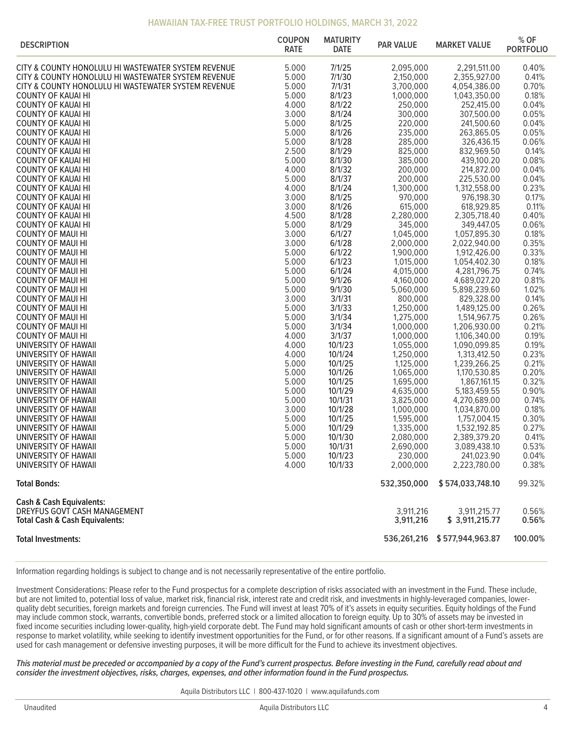# HAWAIIAN TAX-FREE TRUST PORTFOLIO HOLDINGS, MARCH 31, 2022

| DESCRIPTION | COUPON RATE | MATURITY DATE | PAR VALUE | MARKET VALUE | % OF PORTFOLIO |
|---|---|---|---|---|---|
| CITY & COUNTY HONOLULU HI WASTEWATER SYSTEM REVENUE | 5.000 | 7/1/25 | 2,095,000 | 2,291,511.00 | 0.40% |
| CITY & COUNTY HONOLULU HI WASTEWATER SYSTEM REVENUE | 5.000 | 7/1/30 | 2,150,000 | 2,355,927.00 | 0.41% |
| CITY & COUNTY HONOLULU HI WASTEWATER SYSTEM REVENUE | 5.000 | 7/1/31 | 3,700,000 | 4,054,386.00 | 0.70% |
| COUNTY OF KAUAI HI | 5.000 | 8/1/23 | 1,000,000 | 1,043,350.00 | 0.18% |
| COUNTY OF KAUAI HI | 4.000 | 8/1/22 | 250,000 | 252,415.00 | 0.04% |
| COUNTY OF KAUAI HI | 3.000 | 8/1/24 | 300,000 | 307,500.00 | 0.05% |
| COUNTY OF KAUAI HI | 5.000 | 8/1/25 | 220,000 | 241,500.60 | 0.04% |
| COUNTY OF KAUAI HI | 5.000 | 8/1/26 | 235,000 | 263,865.05 | 0.05% |
| COUNTY OF KAUAI HI | 5.000 | 8/1/28 | 285,000 | 326,436.15 | 0.06% |
| COUNTY OF KAUAI HI | 2.500 | 8/1/29 | 825,000 | 832,969.50 | 0.14% |
| COUNTY OF KAUAI HI | 5.000 | 8/1/30 | 385,000 | 439,100.20 | 0.08% |
| COUNTY OF KAUAI HI | 4.000 | 8/1/32 | 200,000 | 214,872.00 | 0.04% |
| COUNTY OF KAUAI HI | 5.000 | 8/1/37 | 200,000 | 225,530.00 | 0.04% |
| COUNTY OF KAUAI HI | 4.000 | 8/1/24 | 1,300,000 | 1,312,558.00 | 0.23% |
| COUNTY OF KAUAI HI | 3.000 | 8/1/25 | 970,000 | 976,198.30 | 0.17% |
| COUNTY OF KAUAI HI | 3.000 | 8/1/26 | 615,000 | 618,929.85 | 0.11% |
| COUNTY OF KAUAI HI | 4.500 | 8/1/28 | 2,280,000 | 2,305,718.40 | 0.40% |
| COUNTY OF KAUAI HI | 5.000 | 8/1/29 | 345,000 | 349,447.05 | 0.06% |
| COUNTY OF MAUI HI | 3.000 | 6/1/27 | 1,045,000 | 1,057,895.30 | 0.18% |
| COUNTY OF MAUI HI | 3.000 | 6/1/28 | 2,000,000 | 2,022,940.00 | 0.35% |
| COUNTY OF MAUI HI | 5.000 | 6/1/22 | 1,900,000 | 1,912,426.00 | 0.33% |
| COUNTY OF MAUI HI | 5.000 | 6/1/23 | 1,015,000 | 1,054,402.30 | 0.18% |
| COUNTY OF MAUI HI | 5.000 | 6/1/24 | 4,015,000 | 4,281,796.75 | 0.74% |
| COUNTY OF MAUI HI | 5.000 | 9/1/26 | 4,160,000 | 4,689,027.20 | 0.81% |
| COUNTY OF MAUI HI | 5.000 | 9/1/30 | 5,060,000 | 5,898,239.60 | 1.02% |
| COUNTY OF MAUI HI | 3.000 | 3/1/31 | 800,000 | 829,328.00 | 0.14% |
| COUNTY OF MAUI HI | 5.000 | 3/1/33 | 1,250,000 | 1,489,125.00 | 0.26% |
| COUNTY OF MAUI HI | 5.000 | 3/1/34 | 1,275,000 | 1,514,967.75 | 0.26% |
| COUNTY OF MAUI HI | 5.000 | 3/1/34 | 1,000,000 | 1,206,930.00 | 0.21% |
| COUNTY OF MAUI HI | 4.000 | 3/1/37 | 1,000,000 | 1,106,340.00 | 0.19% |
| UNIVERSITY OF HAWAII | 4.000 | 10/1/23 | 1,055,000 | 1,090,099.85 | 0.19% |
| UNIVERSITY OF HAWAII | 4.000 | 10/1/24 | 1,250,000 | 1,313,412.50 | 0.23% |
| UNIVERSITY OF HAWAII | 5.000 | 10/1/25 | 1,125,000 | 1,239,266.25 | 0.21% |
| UNIVERSITY OF HAWAII | 5.000 | 10/1/26 | 1,065,000 | 1,170,530.85 | 0.20% |
| UNIVERSITY OF HAWAII | 5.000 | 10/1/25 | 1,695,000 | 1,867,161.15 | 0.32% |
| UNIVERSITY OF HAWAII | 5.000 | 10/1/29 | 4,635,000 | 5,183,459.55 | 0.90% |
| UNIVERSITY OF HAWAII | 5.000 | 10/1/31 | 3,825,000 | 4,270,689.00 | 0.74% |
| UNIVERSITY OF HAWAII | 3.000 | 10/1/28 | 1,000,000 | 1,034,870.00 | 0.18% |
| UNIVERSITY OF HAWAII | 5.000 | 10/1/25 | 1,595,000 | 1,757,004.15 | 0.30% |
| UNIVERSITY OF HAWAII | 5.000 | 10/1/29 | 1,335,000 | 1,532,192.85 | 0.27% |
| UNIVERSITY OF HAWAII | 5.000 | 10/1/30 | 2,080,000 | 2,389,379.20 | 0.41% |
| UNIVERSITY OF HAWAII | 5.000 | 10/1/31 | 2,690,000 | 3,089,438.10 | 0.53% |
| UNIVERSITY OF HAWAII | 5.000 | 10/1/23 | 230,000 | 241,023.90 | 0.04% |
| UNIVERSITY OF HAWAII | 4.000 | 10/1/33 | 2,000,000 | 2,223,780.00 | 0.38% |
| **Total Bonds:** | | | **532,350,000** | **$ 574,033,748.10** | 99.32% |
| **Cash & Cash Equivalents:** | | | | | |
| DREYFUS GOVT CASH MANAGEMENT | | | 3,911,216 | 3,911,215.77 | 0.56% |
| **Total Cash & Cash Equivalents:** | | | **3,911,216** | **$ 3,911,215.77** | **0.56%** |
| **Total Investments:** | | | **536,261,216** | **$ 577,944,963.87** | **100.00%** |

Information regarding holdings is subject to change and is not necessarily representative of the entire portfolio.

Investment Considerations: Please refer to the Fund prospectus for a complete description of risks associated with an investment in the Fund. These include, but are not limited to, potential loss of value, market risk, financial risk, interest rate and credit risk, and investments in highly-leveraged companies, lower-quality debt securities, foreign markets and foreign currencies. The Fund will invest at least 70% of it's assets in equity securities. Equity holdings of the Fund may include common stock, warrants, convertible bonds, preferred stock or a limited allocation to foreign equity. Up to 30% of assets may be invested in fixed income securities including lower-quality, high-yield corporate debt. The Fund may hold significant amounts of cash or other short-term investments in response to market volatility, while seeking to identify investment opportunities for the Fund, or for other reasons. If a significant amount of a Fund's assets are used for cash management or defensive investing purposes, it will be more difficult for the Fund to achieve its investment objectives.

***This material must be preceded or accompanied by a copy of the Fund's current prospectus. Before investing in the Fund, carefully read about and consider the investment objectives, risks, charges, expenses, and other information found in the Fund prospectus.***

Aquila Distributors LLC | 800-437-1020 | www.aquilafunds.com

Unaudited